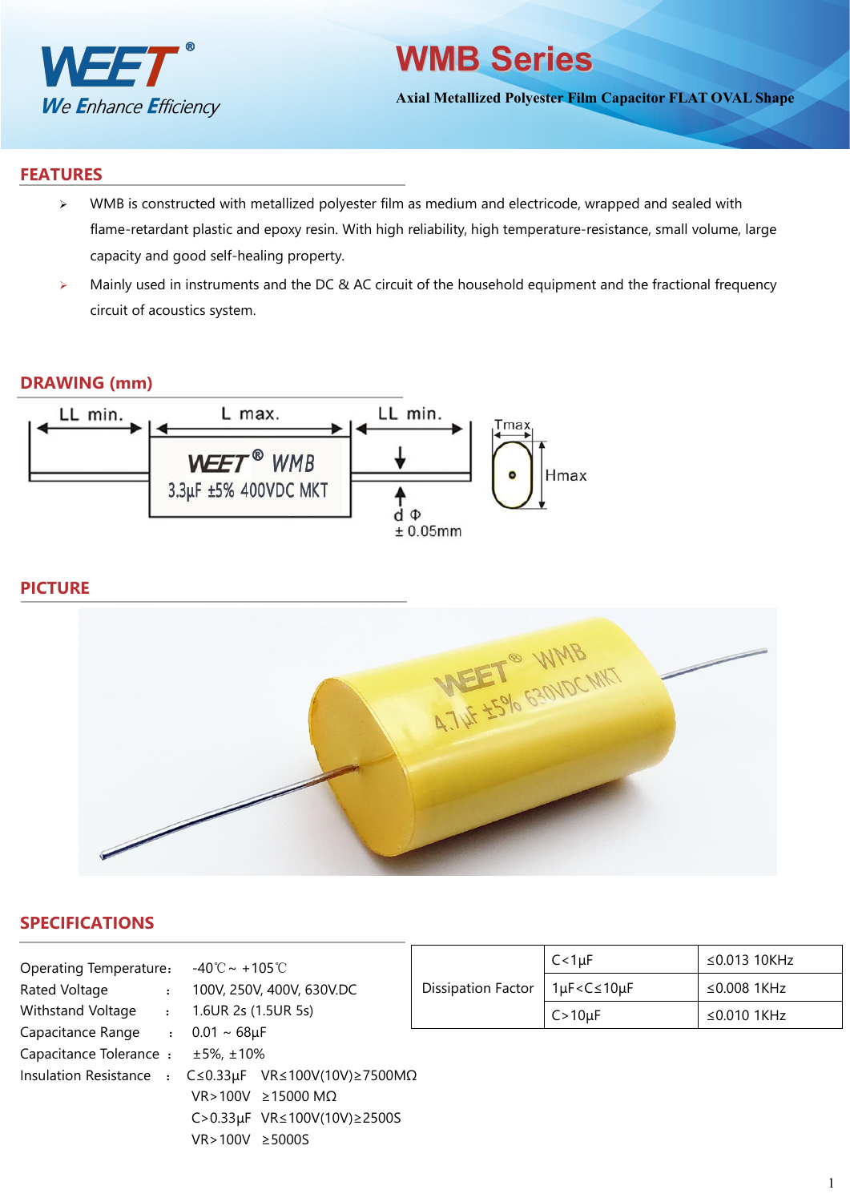# WMB Series

**Axial Metallized Polyester Film Capacitor FLAT OVAL Shape**

## FEATURES

- WMB is constructed with metallized polyester film as medium and electricode, wrapped and sealed with flame-retardant plastic and epoxy resin. With high reliability, high temperature-resistance, small volume, large capacity and good self-healing property.
- Mainly used in instruments and the DC & AC circuit of the household equipment and the fractional frequency circuit of acoustics system.

## DRAWING (mm)

LL min. | L max. | LL min. | Tmax | Hmax | d Φ ± 0.05mm

WEET® WMB 3.3μF ±5% 400VDC MKT

## PICTURE

## SPECIFICATIONS

Operating Temperature: -40℃ ~ +105℃

Rated Voltage : 100V, 250V, 400V, 630V.DC

Withstand Voltage : 1.6UR 2s (1.5UR 5s)

Capacitance Range : 0.01 ~ 68μF

Capacitance Tolerance : ±5%, ±10%

Insulation Resistance : C≤0.33μF VR≤100V(10V)≥7500MΩ
VR>100V ≥15000 MΩ
C>0.33μF VR≤100V(10V)≥2500S
VR>100V ≥5000S

| Dissipation Factor | C<1μF | ≤0.013 10KHz |
|---|---|---|
| | 1μF<C≤10μF | ≤0.008 1KHz |
| | C>10μF | ≤0.010 1KHz |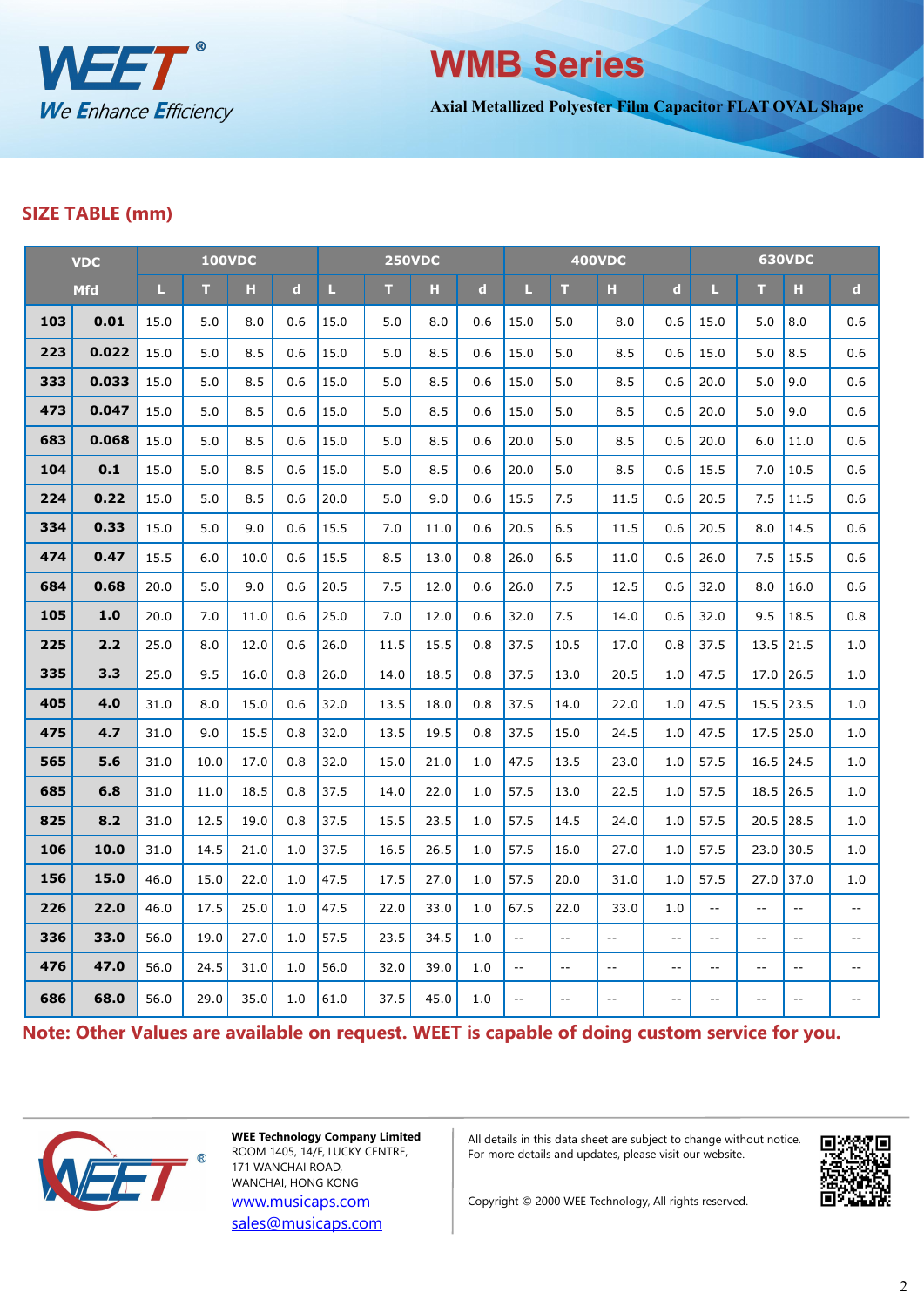# WMB Series

**Axial Metallized Polyester Film Capacitor FLAT OVAL Shape**

## SIZE TABLE (mm)

| VDC | | 100VDC | | | | 250VDC | | | | 400VDC | | | | 630VDC | | | |
|---|---|---|---|---|---|---|---|---|---|---|---|---|---|---|---|---|---|
| | Mfd | L | T | H | d | L | T | H | d | L | T | H | d | L | T | H | d |
| **103** | **0.01** | 15.0 | 5.0 | 8.0 | 0.6 | 15.0 | 5.0 | 8.0 | 0.6 | 15.0 | 5.0 | 8.0 | 0.6 | 15.0 | 5.0 | 8.0 | 0.6 |
| **223** | **0.022** | 15.0 | 5.0 | 8.5 | 0.6 | 15.0 | 5.0 | 8.5 | 0.6 | 15.0 | 5.0 | 8.5 | 0.6 | 15.0 | 5.0 | 8.5 | 0.6 |
| **333** | **0.033** | 15.0 | 5.0 | 8.5 | 0.6 | 15.0 | 5.0 | 8.5 | 0.6 | 15.0 | 5.0 | 8.5 | 0.6 | 20.0 | 5.0 | 9.0 | 0.6 |
| **473** | **0.047** | 15.0 | 5.0 | 8.5 | 0.6 | 15.0 | 5.0 | 8.5 | 0.6 | 15.0 | 5.0 | 8.5 | 0.6 | 20.0 | 5.0 | 9.0 | 0.6 |
| **683** | **0.068** | 15.0 | 5.0 | 8.5 | 0.6 | 15.0 | 5.0 | 8.5 | 0.6 | 20.0 | 5.0 | 8.5 | 0.6 | 20.0 | 6.0 | 11.0 | 0.6 |
| **104** | **0.1** | 15.0 | 5.0 | 8.5 | 0.6 | 15.0 | 5.0 | 8.5 | 0.6 | 20.0 | 5.0 | 8.5 | 0.6 | 15.5 | 7.0 | 10.5 | 0.6 |
| **224** | **0.22** | 15.0 | 5.0 | 8.5 | 0.6 | 20.0 | 5.0 | 9.0 | 0.6 | 15.5 | 7.5 | 11.5 | 0.6 | 20.5 | 7.5 | 11.5 | 0.6 |
| **334** | **0.33** | 15.0 | 5.0 | 9.0 | 0.6 | 15.5 | 7.0 | 11.0 | 0.6 | 20.5 | 6.5 | 11.5 | 0.6 | 20.5 | 8.0 | 14.5 | 0.6 |
| **474** | **0.47** | 15.5 | 6.0 | 10.0 | 0.6 | 15.5 | 8.5 | 13.0 | 0.8 | 26.0 | 6.5 | 11.0 | 0.6 | 26.0 | 7.5 | 15.5 | 0.6 |
| **684** | **0.68** | 20.0 | 5.0 | 9.0 | 0.6 | 20.5 | 7.5 | 12.0 | 0.6 | 26.0 | 7.5 | 12.5 | 0.6 | 32.0 | 8.0 | 16.0 | 0.6 |
| **105** | **1.0** | 20.0 | 7.0 | 11.0 | 0.6 | 25.0 | 7.0 | 12.0 | 0.6 | 32.0 | 7.5 | 14.0 | 0.6 | 32.0 | 9.5 | 18.5 | 0.8 |
| **225** | **2.2** | 25.0 | 8.0 | 12.0 | 0.6 | 26.0 | 11.5 | 15.5 | 0.8 | 37.5 | 10.5 | 17.0 | 0.8 | 37.5 | 13.5 | 21.5 | 1.0 |
| **335** | **3.3** | 25.0 | 9.5 | 16.0 | 0.8 | 26.0 | 14.0 | 18.5 | 0.8 | 37.5 | 13.0 | 20.5 | 1.0 | 47.5 | 17.0 | 26.5 | 1.0 |
| **405** | **4.0** | 31.0 | 8.0 | 15.0 | 0.6 | 32.0 | 13.5 | 18.0 | 0.8 | 37.5 | 14.0 | 22.0 | 1.0 | 47.5 | 15.5 | 23.5 | 1.0 |
| **475** | **4.7** | 31.0 | 9.0 | 15.5 | 0.8 | 32.0 | 13.5 | 19.5 | 0.8 | 37.5 | 15.0 | 24.5 | 1.0 | 47.5 | 17.5 | 25.0 | 1.0 |
| **565** | **5.6** | 31.0 | 10.0 | 17.0 | 0.8 | 32.0 | 15.0 | 21.0 | 1.0 | 47.5 | 13.5 | 23.0 | 1.0 | 57.5 | 16.5 | 24.5 | 1.0 |
| **685** | **6.8** | 31.0 | 11.0 | 18.5 | 0.8 | 37.5 | 14.0 | 22.0 | 1.0 | 57.5 | 13.0 | 22.5 | 1.0 | 57.5 | 18.5 | 26.5 | 1.0 |
| **825** | **8.2** | 31.0 | 12.5 | 19.0 | 0.8 | 37.5 | 15.5 | 23.5 | 1.0 | 57.5 | 14.5 | 24.0 | 1.0 | 57.5 | 20.5 | 28.5 | 1.0 |
| **106** | **10.0** | 31.0 | 14.5 | 21.0 | 1.0 | 37.5 | 16.5 | 26.5 | 1.0 | 57.5 | 16.0 | 27.0 | 1.0 | 57.5 | 23.0 | 30.5 | 1.0 |
| **156** | **15.0** | 46.0 | 15.0 | 22.0 | 1.0 | 47.5 | 17.5 | 27.0 | 1.0 | 57.5 | 20.0 | 31.0 | 1.0 | 57.5 | 27.0 | 37.0 | 1.0 |
| **226** | **22.0** | 46.0 | 17.5 | 25.0 | 1.0 | 47.5 | 22.0 | 33.0 | 1.0 | 67.5 | 22.0 | 33.0 | 1.0 | -- | -- | -- | -- |
| **336** | **33.0** | 56.0 | 19.0 | 27.0 | 1.0 | 57.5 | 23.5 | 34.5 | 1.0 | -- | -- | -- | -- | -- | -- | -- | -- |
| **476** | **47.0** | 56.0 | 24.5 | 31.0 | 1.0 | 56.0 | 32.0 | 39.0 | 1.0 | -- | -- | -- | -- | -- | -- | -- | -- |
| **686** | **68.0** | 56.0 | 29.0 | 35.0 | 1.0 | 61.0 | 37.5 | 45.0 | 1.0 | -- | -- | -- | -- | -- | -- | -- | -- |

**Note: Other Values are available on request. WEET is capable of doing custom service for you.**

**WEE Technology Company Limited**
ROOM 1405, 14/F, LUCKY CENTRE,
171 WANCHAI ROAD,
WANCHAI, HONG KONG
www.musicaps.com
sales@musicaps.com

All details in this data sheet are subject to change without notice.
For more details and updates, please visit our website.

Copyright © 2000 WEE Technology, All rights reserved.